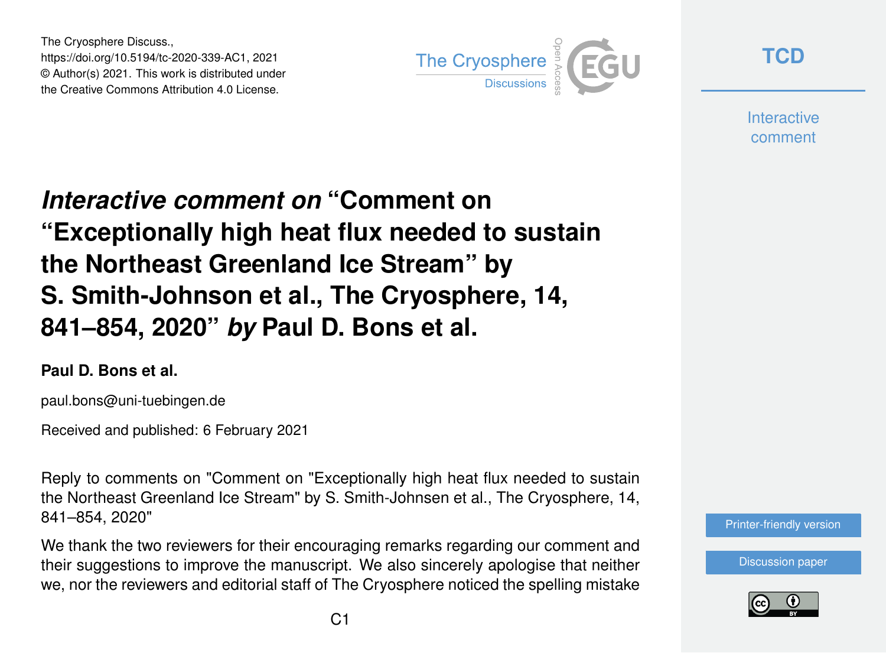The Cryosphere Discuss.,
https://doi.org/10.5194/tc-2020-339-AC1, 2021
© Author(s) 2021. This work is distributed under
the Creative Commons Attribution 4.0 License.

# *Interactive comment on* "Comment on "Exceptionally high heat flux needed to sustain the Northeast Greenland Ice Stream" by S. Smith-Johnson et al., The Cryosphere, 14, 841–854, 2020" *by* Paul D. Bons et al.

**Paul D. Bons et al.**

paul.bons@uni-tuebingen.de

Received and published: 6 February 2021

Reply to comments on "Comment on "Exceptionally high heat flux needed to sustain the Northeast Greenland Ice Stream" by S. Smith-Johnsen et al., The Cryosphere, 14, 841–854, 2020"

We thank the two reviewers for their encouraging remarks regarding our comment and their suggestions to improve the manuscript. We also sincerely apologise that neither we, nor the reviewers and editorial staff of The Cryosphere noticed the spelling mistake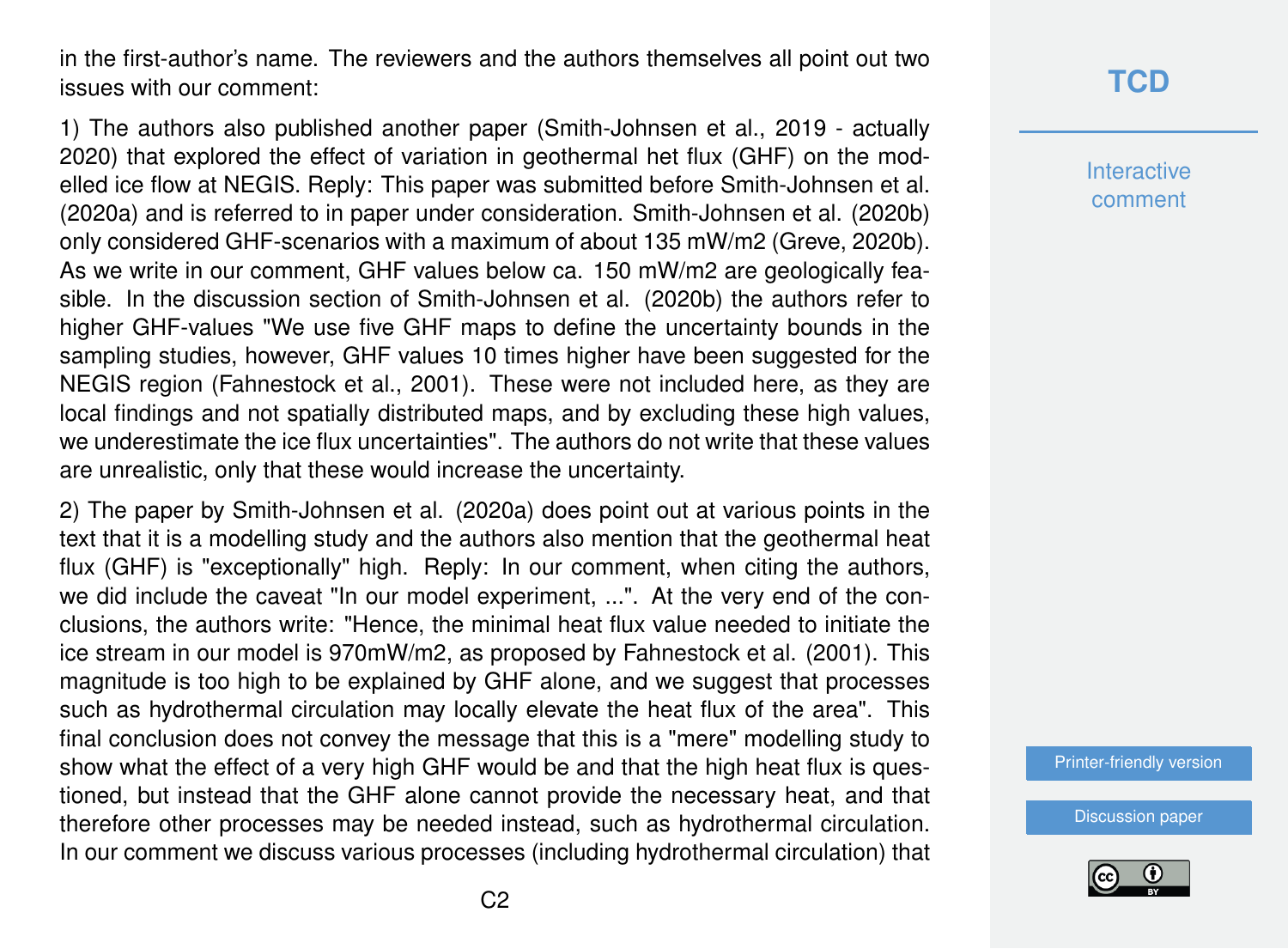in the first-author's name. The reviewers and the authors themselves all point out two issues with our comment:

1) The authors also published another paper (Smith-Johnsen et al., 2019 - actually 2020) that explored the effect of variation in geothermal het flux (GHF) on the modelled ice flow at NEGIS. Reply: This paper was submitted before Smith-Johnsen et al. (2020a) and is referred to in paper under consideration. Smith-Johnsen et al. (2020b) only considered GHF-scenarios with a maximum of about 135 mW/m2 (Greve, 2020b). As we write in our comment, GHF values below ca. 150 mW/m2 are geologically feasible. In the discussion section of Smith-Johnsen et al. (2020b) the authors refer to higher GHF-values "We use five GHF maps to define the uncertainty bounds in the sampling studies, however, GHF values 10 times higher have been suggested for the NEGIS region (Fahnestock et al., 2001). These were not included here, as they are local findings and not spatially distributed maps, and by excluding these high values, we underestimate the ice flux uncertainties". The authors do not write that these values are unrealistic, only that these would increase the uncertainty.

2) The paper by Smith-Johnsen et al. (2020a) does point out at various points in the text that it is a modelling study and the authors also mention that the geothermal heat flux (GHF) is "exceptionally" high. Reply: In our comment, when citing the authors, we did include the caveat "In our model experiment, ...". At the very end of the conclusions, the authors write: "Hence, the minimal heat flux value needed to initiate the ice stream in our model is 970mW/m2, as proposed by Fahnestock et al. (2001). This magnitude is too high to be explained by GHF alone, and we suggest that processes such as hydrothermal circulation may locally elevate the heat flux of the area". This final conclusion does not convey the message that this is a "mere" modelling study to show what the effect of a very high GHF would be and that the high heat flux is questioned, but instead that the GHF alone cannot provide the necessary heat, and that therefore other processes may be needed instead, such as hydrothermal circulation. In our comment we discuss various processes (including hydrothermal circulation) that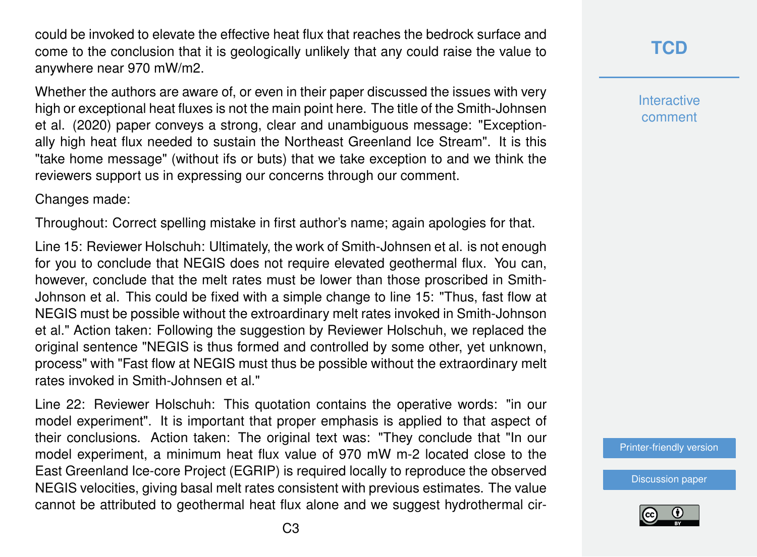could be invoked to elevate the effective heat flux that reaches the bedrock surface and come to the conclusion that it is geologically unlikely that any could raise the value to anywhere near 970 mW/m2.

Whether the authors are aware of, or even in their paper discussed the issues with very high or exceptional heat fluxes is not the main point here. The title of the Smith-Johnsen et al. (2020) paper conveys a strong, clear and unambiguous message: "Exceptionally high heat flux needed to sustain the Northeast Greenland Ice Stream". It is this "take home message" (without ifs or buts) that we take exception to and we think the reviewers support us in expressing our concerns through our comment.

Changes made:

Throughout: Correct spelling mistake in first author's name; again apologies for that.

Line 15: Reviewer Holschuh: Ultimately, the work of Smith-Johnsen et al. is not enough for you to conclude that NEGIS does not require elevated geothermal flux. You can, however, conclude that the melt rates must be lower than those proscribed in Smith-Johnson et al. This could be fixed with a simple change to line 15: "Thus, fast flow at NEGIS must be possible without the extraordinary melt rates invoked in Smith-Johnson et al." Action taken: Following the suggestion by Reviewer Holschuh, we replaced the original sentence "NEGIS is thus formed and controlled by some other, yet unknown, process" with "Fast flow at NEGIS must thus be possible without the extraordinary melt rates invoked in Smith-Johnsen et al."

Line 22: Reviewer Holschuh: This quotation contains the operative words: "in our model experiment". It is important that proper emphasis is applied to that aspect of their conclusions. Action taken: The original text was: "They conclude that "In our model experiment, a minimum heat flux value of 970 mW m-2 located close to the East Greenland Ice-core Project (EGRIP) is required locally to reproduce the observed NEGIS velocities, giving basal melt rates consistent with previous estimates. The value cannot be attributed to geothermal heat flux alone and we suggest hydrothermal cir-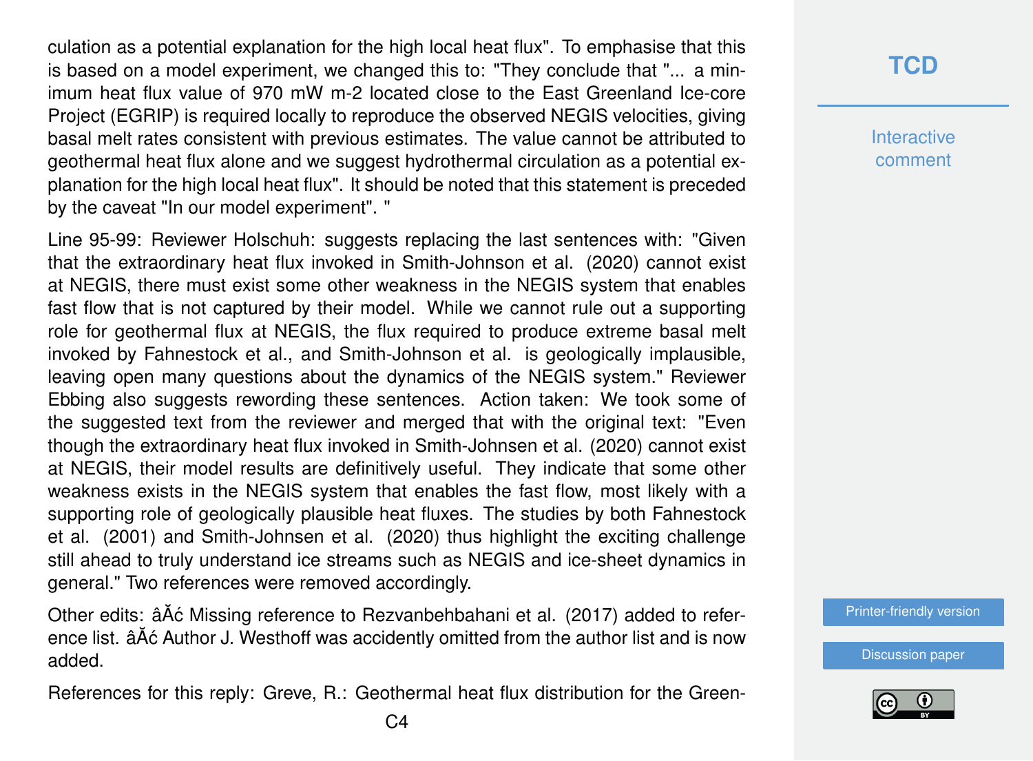culation as a potential explanation for the high local heat flux". To emphasise that this is based on a model experiment, we changed this to: "They conclude that "... a minimum heat flux value of 970 mW m-2 located close to the East Greenland Ice-core Project (EGRIP) is required locally to reproduce the observed NEGIS velocities, giving basal melt rates consistent with previous estimates. The value cannot be attributed to geothermal heat flux alone and we suggest hydrothermal circulation as a potential explanation for the high local heat flux". It should be noted that this statement is preceded by the caveat "In our model experiment". "

Line 95-99: Reviewer Holschuh: suggests replacing the last sentences with: "Given that the extraordinary heat flux invoked in Smith-Johnson et al. (2020) cannot exist at NEGIS, there must exist some other weakness in the NEGIS system that enables fast flow that is not captured by their model. While we cannot rule out a supporting role for geothermal flux at NEGIS, the flux required to produce extreme basal melt invoked by Fahnestock et al., and Smith-Johnson et al. is geologically implausible, leaving open many questions about the dynamics of the NEGIS system." Reviewer Ebbing also suggests rewording these sentences. Action taken: We took some of the suggested text from the reviewer and merged that with the original text: "Even though the extraordinary heat flux invoked in Smith-Johnsen et al. (2020) cannot exist at NEGIS, their model results are definitively useful. They indicate that some other weakness exists in the NEGIS system that enables the fast flow, most likely with a supporting role of geologically plausible heat fluxes. The studies by both Fahnestock et al. (2001) and Smith-Johnsen et al. (2020) thus highlight the exciting challenge still ahead to truly understand ice streams such as NEGIS and ice-sheet dynamics in general." Two references were removed accordingly.

Other edits: âĂć Missing reference to Rezvanbehbahani et al. (2017) added to reference list. âĂć Author J. Westhoff was accidently omitted from the author list and is now added.

References for this reply: Greve, R.: Geothermal heat flux distribution for the Green-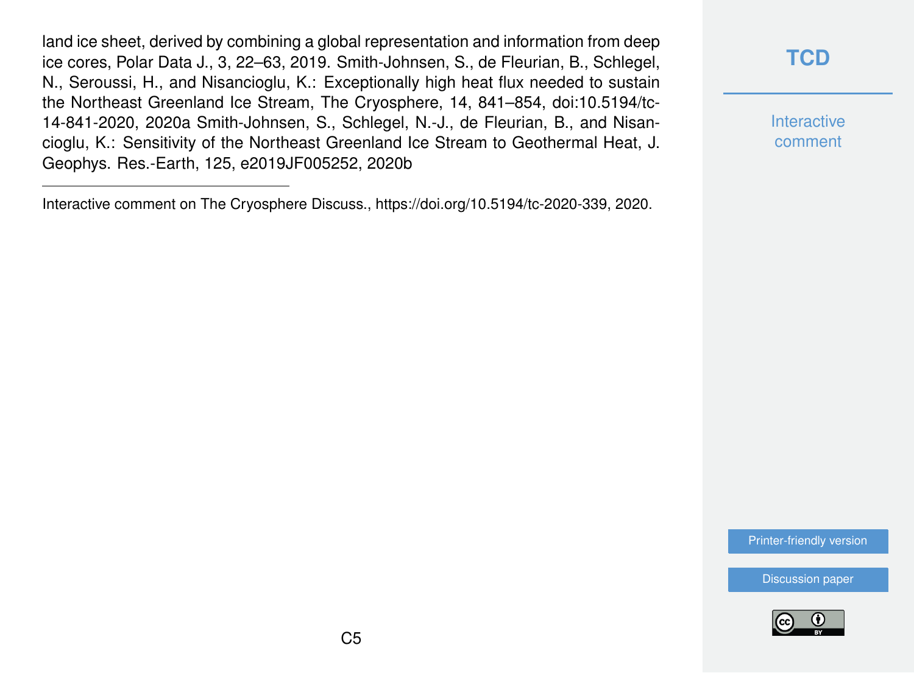land ice sheet, derived by combining a global representation and information from deep ice cores, Polar Data J., 3, 22–63, 2019. Smith-Johnsen, S., de Fleurian, B., Schlegel, N., Seroussi, H., and Nisancioglu, K.: Exceptionally high heat flux needed to sustain the Northeast Greenland Ice Stream, The Cryosphere, 14, 841–854, doi:10.5194/tc-14-841-2020, 2020a Smith-Johnsen, S., Schlegel, N.-J., de Fleurian, B., and Nisancioglu, K.: Sensitivity of the Northeast Greenland Ice Stream to Geothermal Heat, J. Geophys. Res.-Earth, 125, e2019JF005252, 2020b

---

Interactive comment on The Cryosphere Discuss., https://doi.org/10.5194/tc-2020-339, 2020.